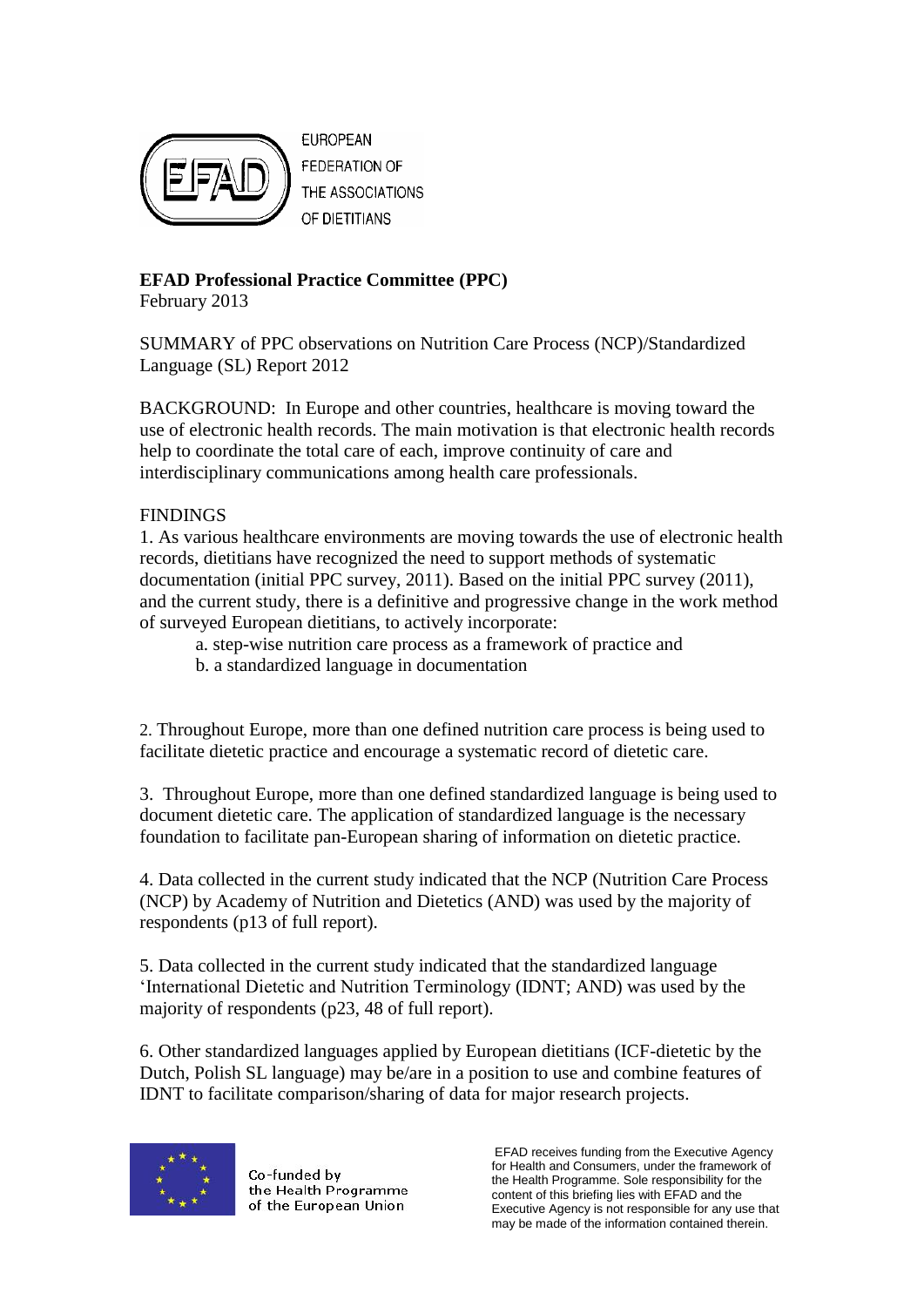EUROPEAN FEDERATION OF THE ASSOCIATIONS OF DIETITIANS

**EFAD Professional Practice Committee (PPC)**
February 2013

SUMMARY of PPC observations on Nutrition Care Process (NCP)/Standardized Language (SL) Report 2012

BACKGROUND: In Europe and other countries, healthcare is moving toward the use of electronic health records. The main motivation is that electronic health records help to coordinate the total care of each, improve continuity of care and interdisciplinary communications among health care professionals.

FINDINGS

1. As various healthcare environments are moving towards the use of electronic health records, dietitians have recognized the need to support methods of systematic documentation (initial PPC survey, 2011). Based on the initial PPC survey (2011), and the current study, there is a definitive and progressive change in the work method of surveyed European dietitians, to actively incorporate:
   a. step-wise nutrition care process as a framework of practice and
   b. a standardized language in documentation

2. Throughout Europe, more than one defined nutrition care process is being used to facilitate dietetic practice and encourage a systematic record of dietetic care.

3. Throughout Europe, more than one defined standardized language is being used to document dietetic care. The application of standardized language is the necessary foundation to facilitate pan-European sharing of information on dietetic practice.

4. Data collected in the current study indicated that the NCP (Nutrition Care Process (NCP) by Academy of Nutrition and Dietetics (AND) was used by the majority of respondents (p13 of full report).

5. Data collected in the current study indicated that the standardized language 'International Dietetic and Nutrition Terminology (IDNT; AND) was used by the majority of respondents (p23, 48 of full report).

6. Other standardized languages applied by European dietitians (ICF-dietetic by the Dutch, Polish SL language) may be/are in a position to use and combine features of IDNT to facilitate comparison/sharing of data for major research projects.

Co-funded by the Health Programme of the European Union

EFAD receives funding from the Executive Agency for Health and Consumers, under the framework of the Health Programme. Sole responsibility for the content of this briefing lies with EFAD and the Executive Agency is not responsible for any use that may be made of the information contained therein.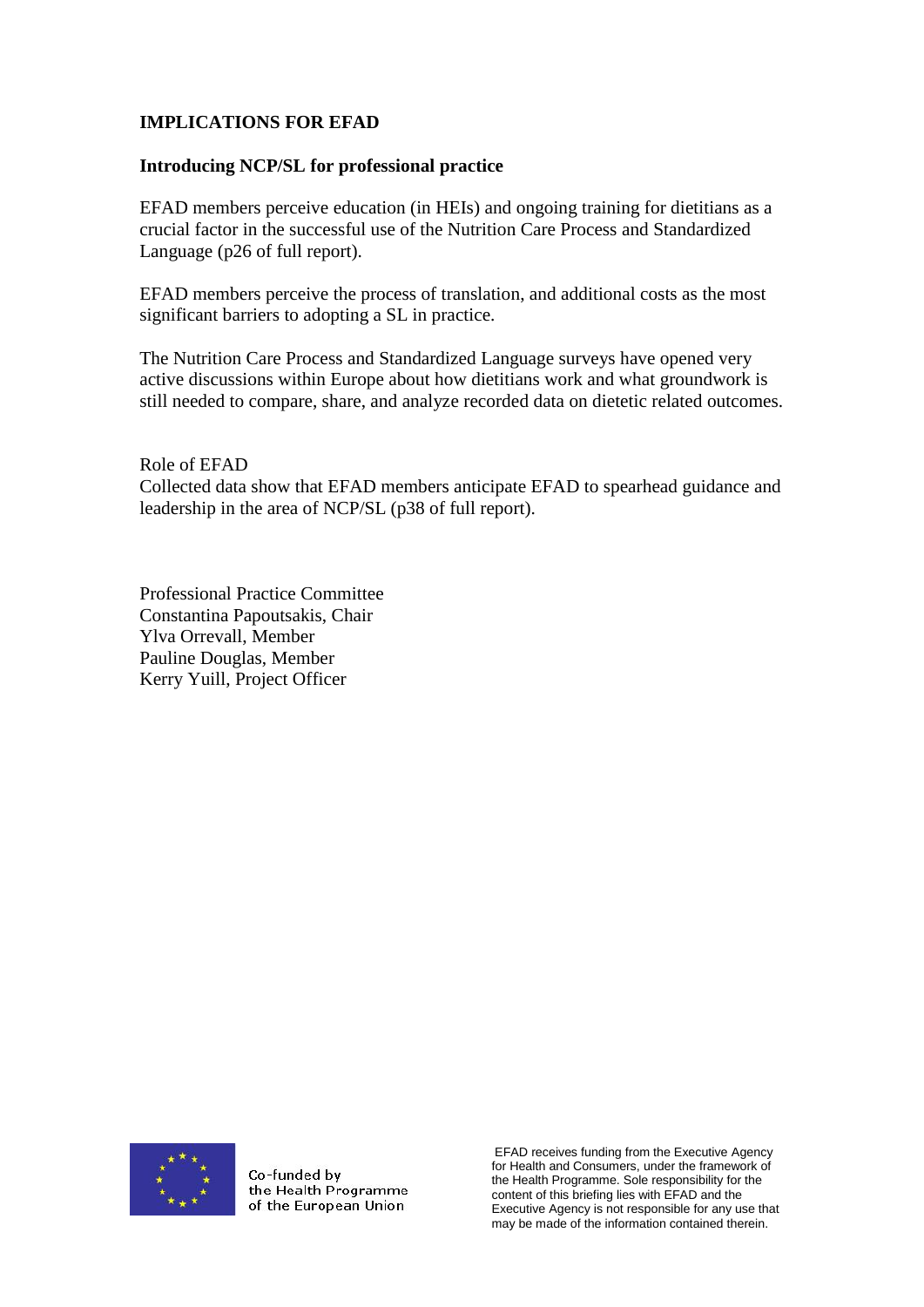## IMPLICATIONS FOR EFAD

### Introducing NCP/SL for professional practice

EFAD members perceive education (in HEIs) and ongoing training for dietitians as a crucial factor in the successful use of the Nutrition Care Process and Standardized Language (p26 of full report).

EFAD members perceive the process of translation, and additional costs as the most significant barriers to adopting a SL in practice.

The Nutrition Care Process and Standardized Language surveys have opened very active discussions within Europe about how dietitians work and what groundwork is still needed to compare, share, and analyze recorded data on dietetic related outcomes.

Role of EFAD
Collected data show that EFAD members anticipate EFAD to spearhead guidance and leadership in the area of NCP/SL (p38 of full report).

Professional Practice Committee
Constantina Papoutsakis, Chair
Ylva Orrevall, Member
Pauline Douglas, Member
Kerry Yuill, Project Officer

Co-funded by
the Health Programme
of the European Union

EFAD receives funding from the Executive Agency for Health and Consumers, under the framework of the Health Programme. Sole responsibility for the content of this briefing lies with EFAD and the Executive Agency is not responsible for any use that may be made of the information contained therein.